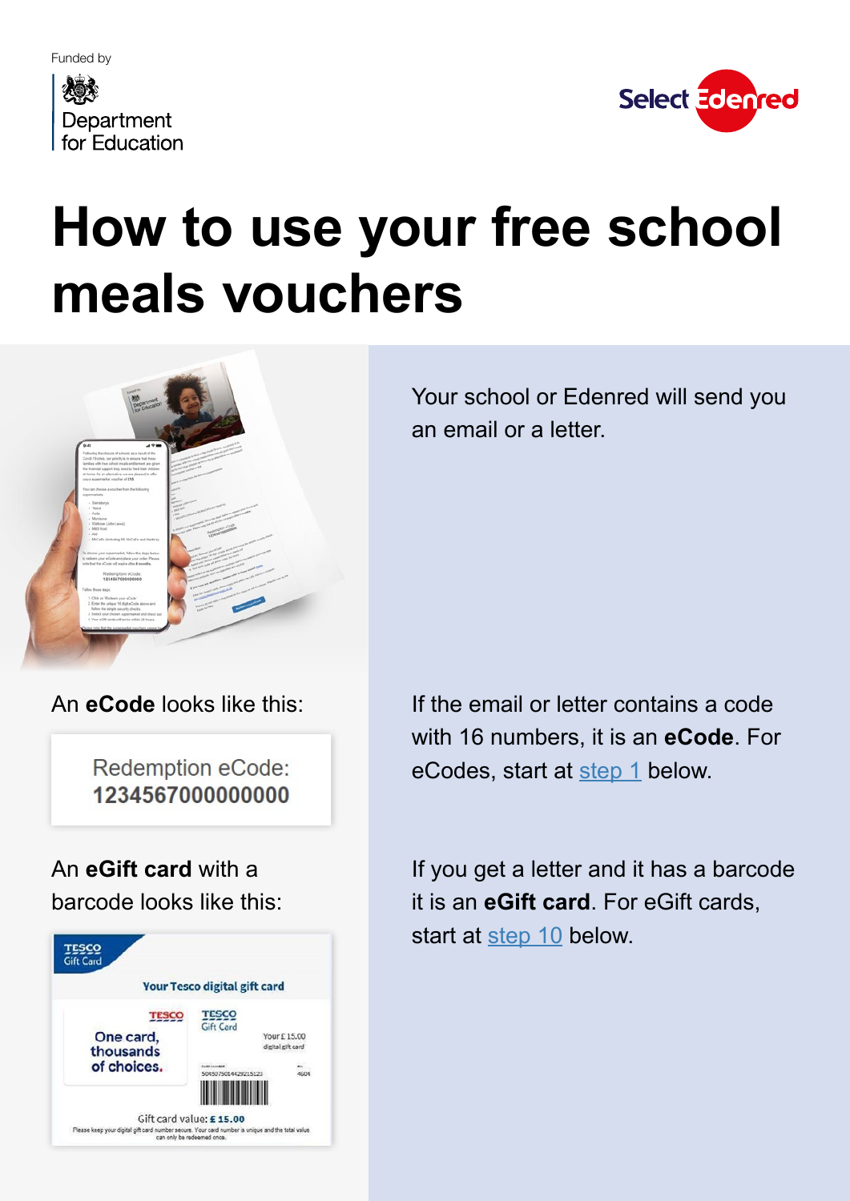Funded by

Department for Education

Select Edenred

# How to use your free school meals vouchers

Your school or Edenred will send you an email or a letter.

An **eCode** looks like this:

Redemption eCode:
1234567000000000

If the email or letter contains a code with 16 numbers, it is an **eCode**. For eCodes, start at step 1 below.

An **eGift card** with a barcode looks like this:

TESCO Gift Card

Your Tesco digital gift card

One card, thousands of choices.

Your £15.00 digital gift card

5045075014429215123

4604

Gift card value: £15.00

Please keep your digital gift card number secure. Your card number is unique and the total value can only be redeemed once.

If you get a letter and it has a barcode it is an **eGift card**. For eGift cards, start at step 10 below.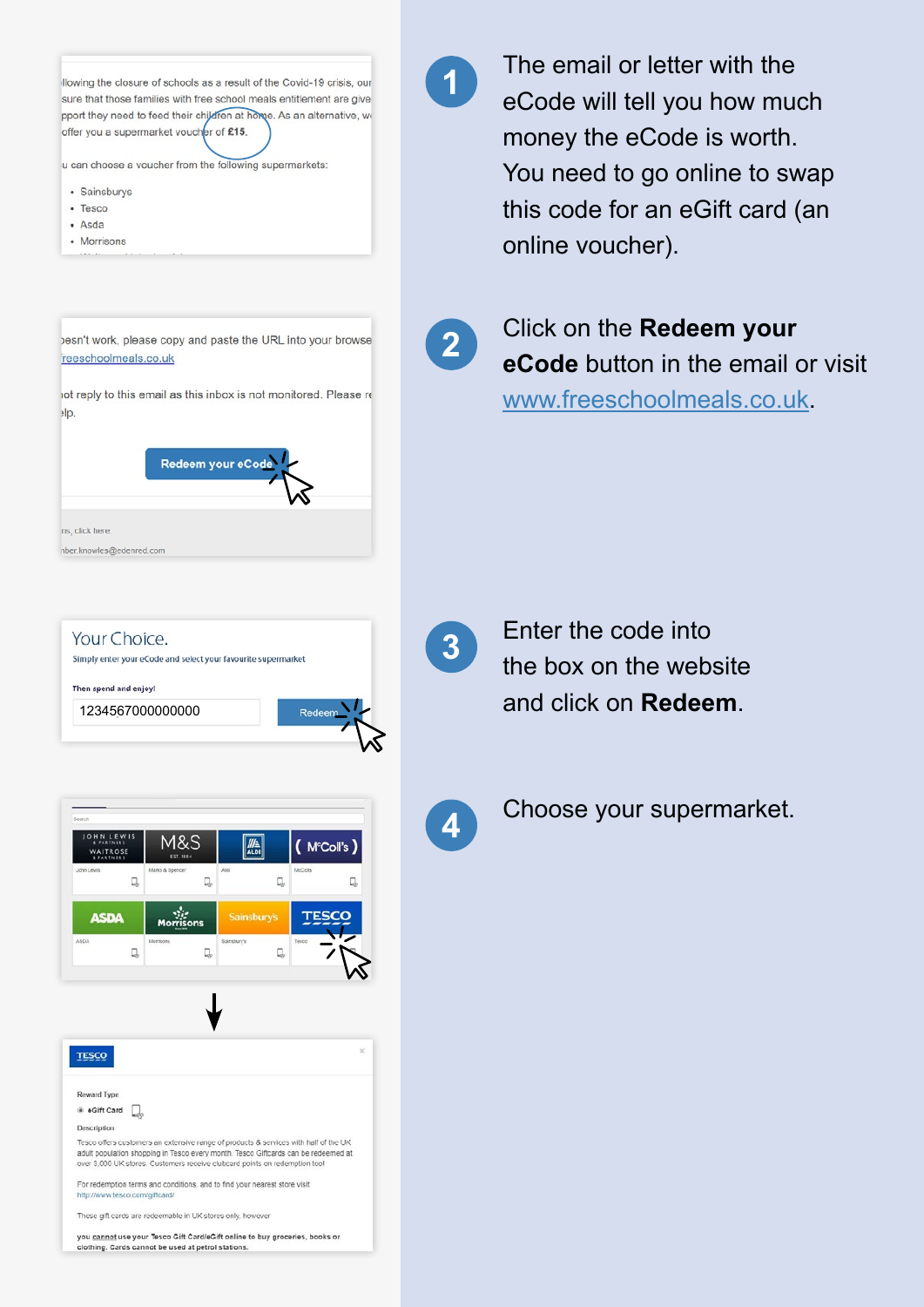1. The email or letter with the eCode will tell you how much money the eCode is worth. You need to go online to swap this code for an eGift card (an online voucher).

2. Click on the **Redeem your eCode** button in the email or visit www.freeschoolmeals.co.uk.

3. Enter the code into the box on the website and click on **Redeem**.

4. Choose your supermarket.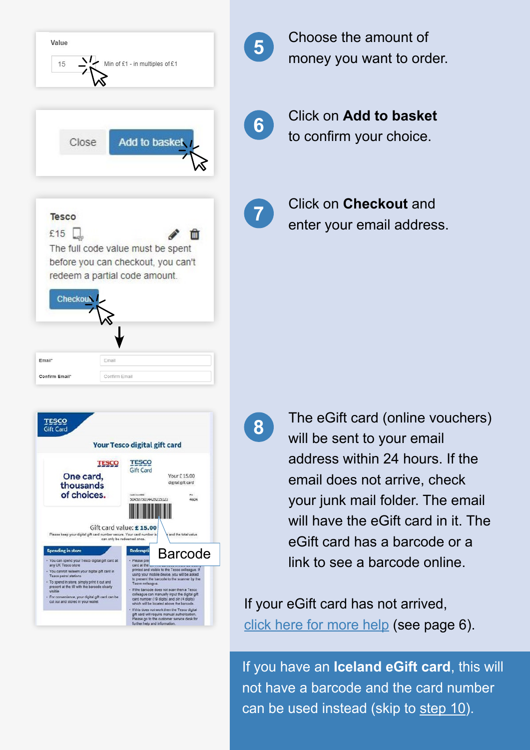5. Choose the amount of money you want to order.

6. Click on **Add to basket** to confirm your choice.

7. Click on **Checkout** and enter your email address.

8. The eGift card (online vouchers) will be sent to your email address within 24 hours. If the email does not arrive, check your junk mail folder. The email will have the eGift card in it. The eGift card has a barcode or a link to see a barcode online.

If your eGift card has not arrived, click here for more help (see page 6).

If you have an **Iceland eGift card**, this will not have a barcode and the card number can be used instead (skip to step 10).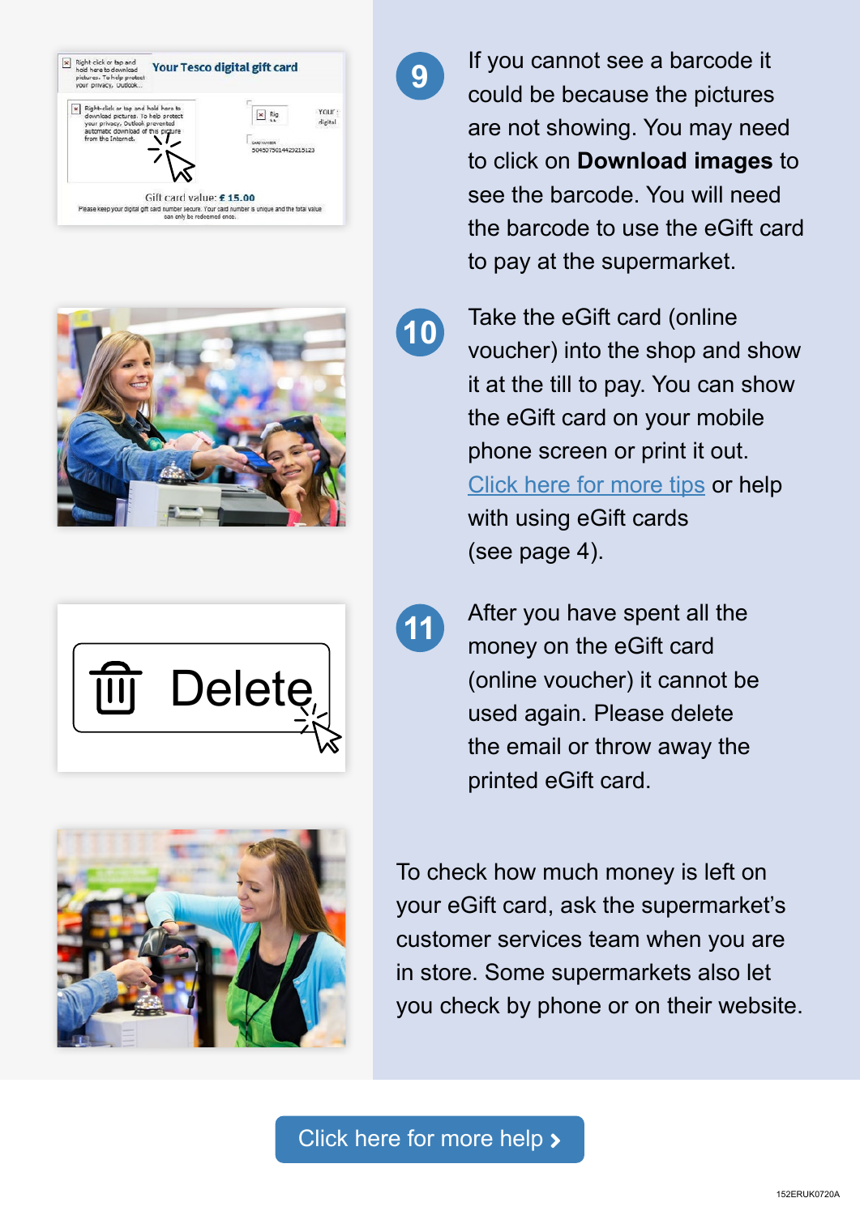9. If you cannot see a barcode it could be because the pictures are not showing. You may need to click on **Download images** to see the barcode. You will need the barcode to use the eGift card to pay at the supermarket.

10. Take the eGift card (online voucher) into the shop and show it at the till to pay. You can show the eGift card on your mobile phone screen or print it out. Click here for more tips or help with using eGift cards (see page 4).

11. After you have spent all the money on the eGift card (online voucher) it cannot be used again. Please delete the email or throw away the printed eGift card.

To check how much money is left on your eGift card, ask the supermarket's customer services team when you are in store. Some supermarkets also let you check by phone or on their website.

Click here for more help ›

152ERUK0720A